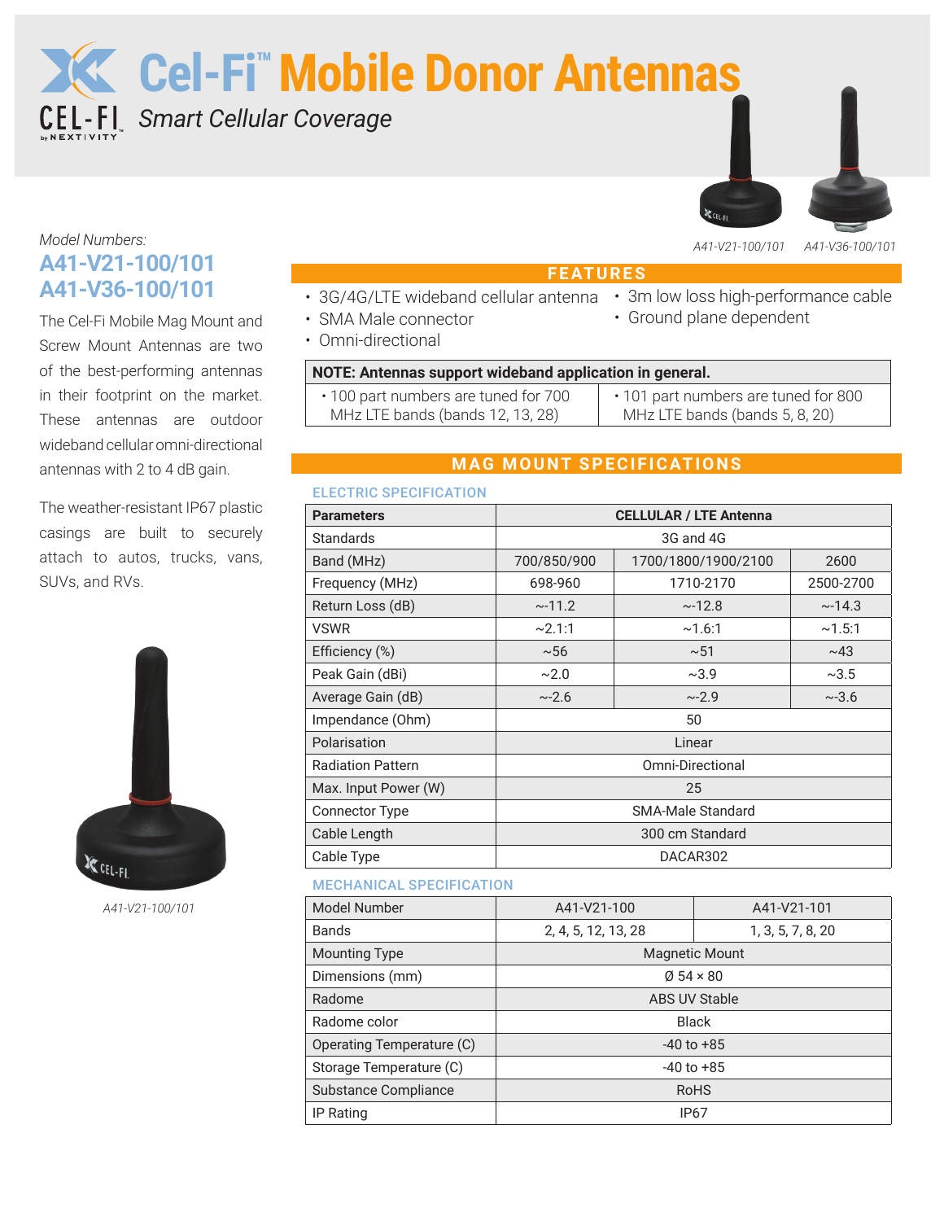# Cel-Fi™ Mobile Donor Antennas

CEL-FI by NEXTIVITY *Smart Cellular Coverage*

*A41-V21-100/101* *A41-V36-100/101*

*Model Numbers:*

## A41-V21-100/101
## A41-V36-100/101

The Cel-Fi Mobile Mag Mount and Screw Mount Antennas are two of the best-performing antennas in their footprint on the market. These antennas are outdoor wideband cellular omni-directional antennas with 2 to 4 dB gain.

The weather-resistant IP67 plastic casings are built to securely attach to autos, trucks, vans, SUVs, and RVs.

*A41-V21-100/101*

## FEATURES

- 3G/4G/LTE wideband cellular antenna
- SMA Male connector
- Omni-directional
- 3m low loss high-performance cable
- Ground plane dependent

| NOTE: Antennas support wideband application in general. | |
|---|---|
| • 100 part numbers are tuned for 700 MHz LTE bands (bands 12, 13, 28) | • 101 part numbers are tuned for 800 MHz LTE bands (bands 5, 8, 20) |

## MAG MOUNT SPECIFICATIONS

### ELECTRIC SPECIFICATION

| Parameters | CELLULAR / LTE Antenna | | |
|---|---|---|---|
| Standards | 3G and 4G | | |
| Band (MHz) | 700/850/900 | 1700/1800/1900/2100 | 2600 |
| Frequency (MHz) | 698-960 | 1710-2170 | 2500-2700 |
| Return Loss (dB) | ~-11.2 | ~-12.8 | ~-14.3 |
| VSWR | ~2.1:1 | ~1.6:1 | ~1.5:1 |
| Efficiency (%) | ~56 | ~51 | ~43 |
| Peak Gain (dBi) | ~2.0 | ~3.9 | ~3.5 |
| Average Gain (dB) | ~-2.6 | ~-2.9 | ~-3.6 |
| Impendance (Ohm) | 50 | | |
| Polarisation | Linear | | |
| Radiation Pattern | Omni-Directional | | |
| Max. Input Power (W) | 25 | | |
| Connector Type | SMA-Male Standard | | |
| Cable Length | 300 cm Standard | | |
| Cable Type | DACAR302 | | |

### MECHANICAL SPECIFICATION

| Model Number | A41-V21-100 | A41-V21-101 |
|---|---|---|
| Bands | 2, 4, 5, 12, 13, 28 | 1, 3, 5, 7, 8, 20 |
| Mounting Type | Magnetic Mount | |
| Dimensions (mm) | Ø 54 × 80 | |
| Radome | ABS UV Stable | |
| Radome color | Black | |
| Operating Temperature (C) | -40 to +85 | |
| Storage Temperature (C) | -40 to +85 | |
| Substance Compliance | RoHS | |
| IP Rating | IP67 | |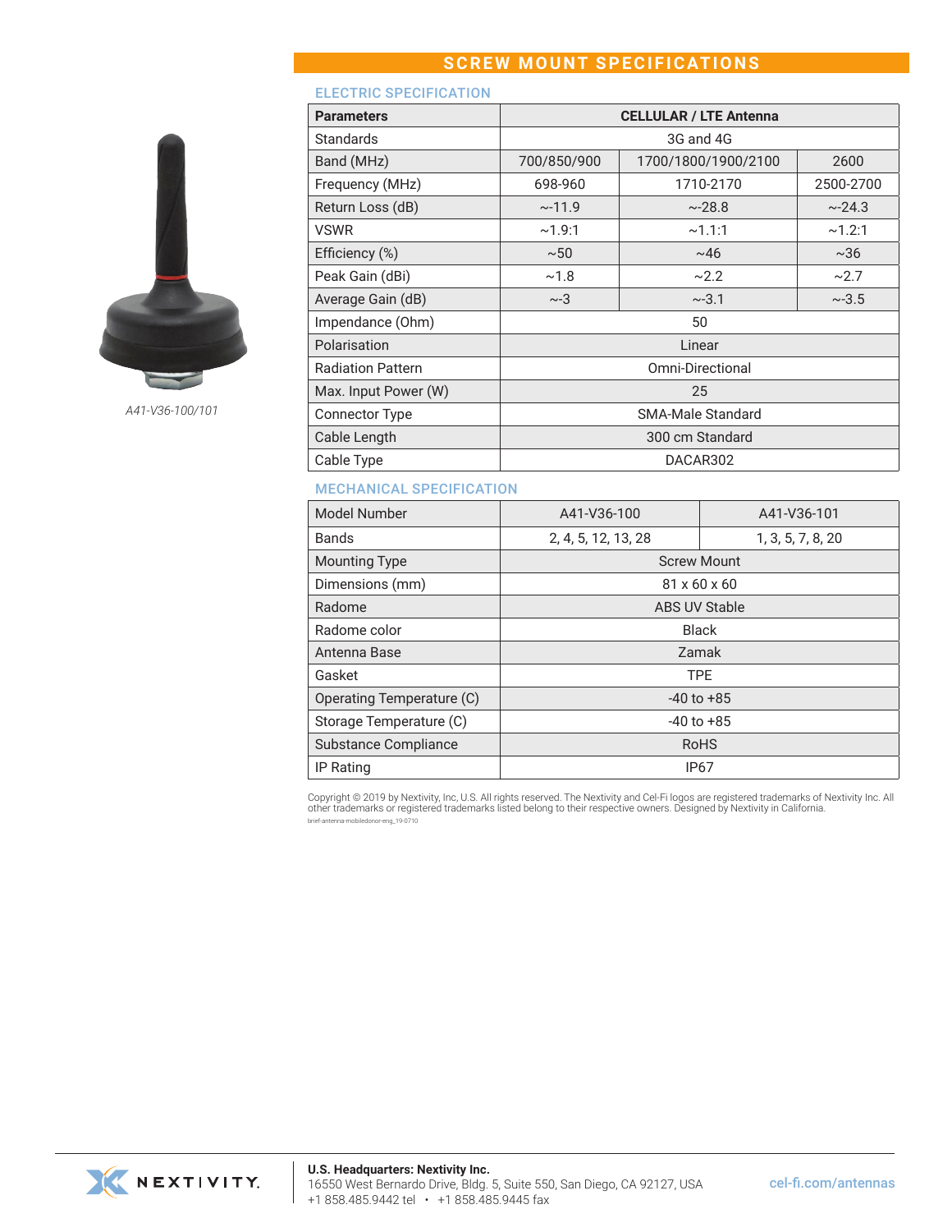A41-V36-100/101

# SCREW MOUNT SPECIFICATIONS

## ELECTRIC SPECIFICATION

| Parameters | CELLULAR / LTE Antenna | | |
|---|---|---|---|
| Standards | 3G and 4G | | |
| Band (MHz) | 700/850/900 | 1700/1800/1900/2100 | 2600 |
| Frequency (MHz) | 698-960 | 1710-2170 | 2500-2700 |
| Return Loss (dB) | ~-11.9 | ~-28.8 | ~-24.3 |
| VSWR | ~1.9:1 | ~1.1:1 | ~1.2:1 |
| Efficiency (%) | ~50 | ~46 | ~36 |
| Peak Gain (dBi) | ~1.8 | ~2.2 | ~2.7 |
| Average Gain (dB) | ~-3 | ~-3.1 | ~-3.5 |
| Impendance (Ohm) | 50 | | |
| Polarisation | Linear | | |
| Radiation Pattern | Omni-Directional | | |
| Max. Input Power (W) | 25 | | |
| Connector Type | SMA-Male Standard | | |
| Cable Length | 300 cm Standard | | |
| Cable Type | DACAR302 | | |

## MECHANICAL SPECIFICATION

| Model Number | A41-V36-100 | A41-V36-101 |
|---|---|---|
| Bands | 2, 4, 5, 12, 13, 28 | 1, 3, 5, 7, 8, 20 |
| Mounting Type | Screw Mount | |
| Dimensions (mm) | 81 x 60 x 60 | |
| Radome | ABS UV Stable | |
| Radome color | Black | |
| Antenna Base | Zamak | |
| Gasket | TPE | |
| Operating Temperature (C) | -40 to +85 | |
| Storage Temperature (C) | -40 to +85 | |
| Substance Compliance | RoHS | |
| IP Rating | IP67 | |

Copyright © 2019 by Nextivity, Inc, U.S. All rights reserved. The Nextivity and Cel-Fi logos are registered trademarks of Nextivity Inc. All other trademarks or registered trademarks listed belong to their respective owners. Designed by Nextivity in California.

brief-antenna-mobiledonor-eng_19-0710

NEXTIVITY.

**U.S. Headquarters: Nextivity Inc.**
16550 West Bernardo Drive, Bldg. 5, Suite 550, San Diego, CA 92127, USA
+1 858.485.9442 tel • +1 858.485.9445 fax

cel-fi.com/antennas